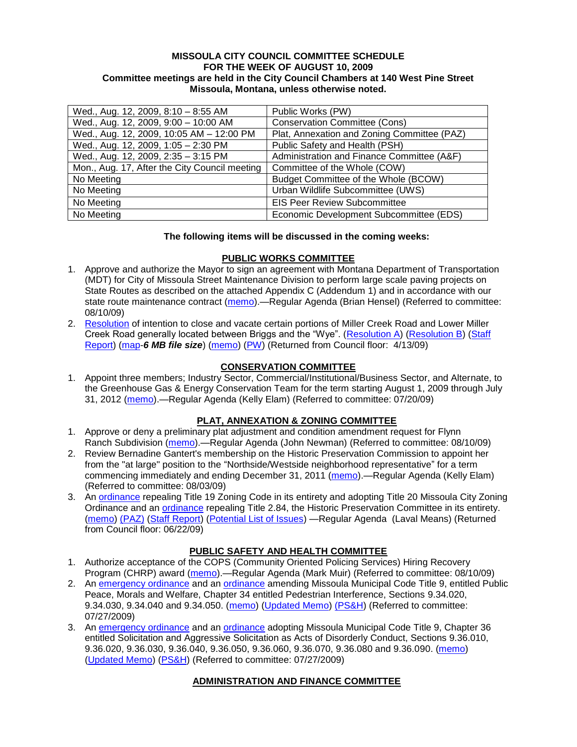**MISSOULA CITY COUNCIL COMMITTEE SCHEDULE**
**FOR THE WEEK OF AUGUST 10, 2009**
**Committee meetings are held in the City Council Chambers at 140 West Pine Street**
**Missoula, Montana, unless otherwise noted.**

| | |
|---|---|
| Wed., Aug. 12, 2009, 8:10 – 8:55 AM | Public Works (PW) |
| Wed., Aug. 12, 2009, 9:00 – 10:00 AM | Conservation Committee (Cons) |
| Wed., Aug. 12, 2009, 10:05 AM – 12:00 PM | Plat, Annexation and Zoning Committee (PAZ) |
| Wed., Aug. 12, 2009, 1:05 – 2:30 PM | Public Safety and Health (PSH) |
| Wed., Aug. 12, 2009, 2:35 – 3:15 PM | Administration and Finance Committee (A&F) |
| Mon., Aug. 17, After the City Council meeting | Committee of the Whole (COW) |
| No Meeting | Budget Committee of the Whole (BCOW) |
| No Meeting | Urban Wildlife Subcommittee (UWS) |
| No Meeting | EIS Peer Review Subcommittee |
| No Meeting | Economic Development Subcommittee (EDS) |

**The following items will be discussed in the coming weeks:**

**PUBLIC WORKS COMMITTEE**

1. Approve and authorize the Mayor to sign an agreement with Montana Department of Transportation (MDT) for City of Missoula Street Maintenance Division to perform large scale paving projects on State Routes as described on the attached Appendix C (Addendum 1) and in accordance with our state route maintenance contract (memo).—Regular Agenda (Brian Hensel) (Referred to committee: 08/10/09)
2. Resolution of intention to close and vacate certain portions of Miller Creek Road and Lower Miller Creek Road generally located between Briggs and the "Wye". (Resolution A) (Resolution B) (Staff Report) (map-***6 MB file size***) (memo) (PW) (Returned from Council floor: 4/13/09)

**CONSERVATION COMMITTEE**

1. Appoint three members; Industry Sector, Commercial/Institutional/Business Sector, and Alternate, to the Greenhouse Gas & Energy Conservation Team for the term starting August 1, 2009 through July 31, 2012 (memo).—Regular Agenda (Kelly Elam) (Referred to committee: 07/20/09)

**PLAT, ANNEXATION & ZONING COMMITTEE**

1. Approve or deny a preliminary plat adjustment and condition amendment request for Flynn Ranch Subdivision (memo).—Regular Agenda (John Newman) (Referred to committee: 08/10/09)
2. Review Bernadine Gantert's membership on the Historic Preservation Commission to appoint her from the "at large" position to the "Northside/Westside neighborhood representative" for a term commencing immediately and ending December 31, 2011 (memo).—Regular Agenda (Kelly Elam) (Referred to committee: 08/03/09)
3. An ordinance repealing Title 19 Zoning Code in its entirety and adopting Title 20 Missoula City Zoning Ordinance and an ordinance repealing Title 2.84, the Historic Preservation Committee in its entirety. (memo) (PAZ) (Staff Report) (Potential List of Issues) —Regular Agenda (Laval Means) (Returned from Council floor: 06/22/09)

**PUBLIC SAFETY AND HEALTH COMMITTEE**

1. Authorize acceptance of the COPS (Community Oriented Policing Services) Hiring Recovery Program (CHRP) award (memo).—Regular Agenda (Mark Muir) (Referred to committee: 08/10/09)
2. An emergency ordinance and an ordinance amending Missoula Municipal Code Title 9, entitled Public Peace, Morals and Welfare, Chapter 34 entitled Pedestrian Interference, Sections 9.34.020, 9.34.030, 9.34.040 and 9.34.050. (memo) (Updated Memo) (PS&H) (Referred to committee: 07/27/2009)
3. An emergency ordinance and an ordinance adopting Missoula Municipal Code Title 9, Chapter 36 entitled Solicitation and Aggressive Solicitation as Acts of Disorderly Conduct, Sections 9.36.010, 9.36.020, 9.36.030, 9.36.040, 9.36.050, 9.36.060, 9.36.070, 9.36.080 and 9.36.090. (memo) (Updated Memo) (PS&H) (Referred to committee: 07/27/2009)

**ADMINISTRATION AND FINANCE COMMITTEE**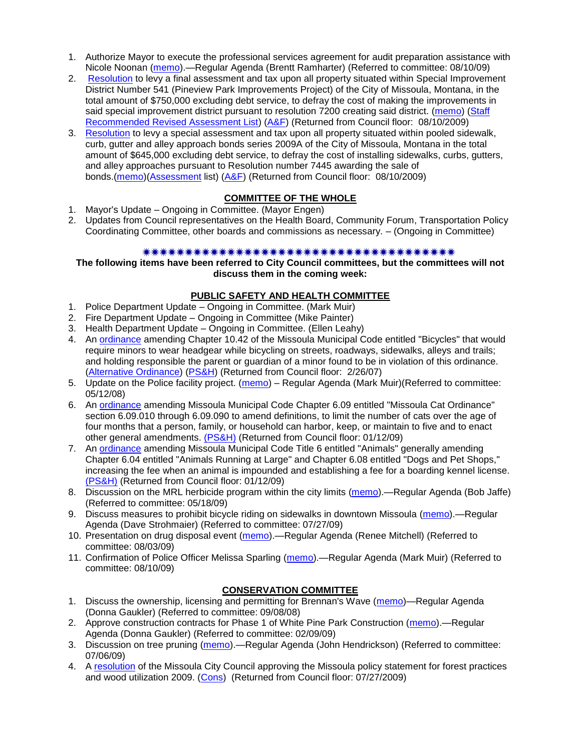1. Authorize Mayor to execute the professional services agreement for audit preparation assistance with Nicole Noonan (memo).—Regular Agenda (Brentt Ramharter) (Referred to committee: 08/10/09)
2. Resolution to levy a final assessment and tax upon all property situated within Special Improvement District Number 541 (Pineview Park Improvements Project) of the City of Missoula, Montana, in the total amount of $750,000 excluding debt service, to defray the cost of making the improvements in said special improvement district pursuant to resolution 7200 creating said district. (memo) (Staff Recommended Revised Assessment List) (A&F) (Returned from Council floor: 08/10/2009)
3. Resolution to levy a special assessment and tax upon all property situated within pooled sidewalk, curb, gutter and alley approach bonds series 2009A of the City of Missoula, Montana in the total amount of $645,000 excluding debt service, to defray the cost of installing sidewalks, curbs, gutters, and alley approaches pursuant to Resolution number 7445 awarding the sale of bonds.(memo)(Assessment list) (A&F) (Returned from Council floor: 08/10/2009)

## COMMITTEE OF THE WHOLE

1. Mayor's Update – Ongoing in Committee. (Mayor Engen)
2. Updates from Council representatives on the Health Board, Community Forum, Transportation Policy Coordinating Committee, other boards and commissions as necessary. – (Ongoing in Committee)

**The following items have been referred to City Council committees, but the committees will not discuss them in the coming week:**

## PUBLIC SAFETY AND HEALTH COMMITTEE

1. Police Department Update – Ongoing in Committee. (Mark Muir)
2. Fire Department Update – Ongoing in Committee (Mike Painter)
3. Health Department Update – Ongoing in Committee. (Ellen Leahy)
4. An ordinance amending Chapter 10.42 of the Missoula Municipal Code entitled "Bicycles" that would require minors to wear headgear while bicycling on streets, roadways, sidewalks, alleys and trails; and holding responsible the parent or guardian of a minor found to be in violation of this ordinance. (Alternative Ordinance) (PS&H) (Returned from Council floor: 2/26/07)
5. Update on the Police facility project. (memo) – Regular Agenda (Mark Muir)(Referred to committee: 05/12/08)
6. An ordinance amending Missoula Municipal Code Chapter 6.09 entitled "Missoula Cat Ordinance" section 6.09.010 through 6.09.090 to amend definitions, to limit the number of cats over the age of four months that a person, family, or household can harbor, keep, or maintain to five and to enact other general amendments. (PS&H) (Returned from Council floor: 01/12/09)
7. An ordinance amending Missoula Municipal Code Title 6 entitled "Animals" generally amending Chapter 6.04 entitled "Animals Running at Large" and Chapter 6.08 entitled "Dogs and Pet Shops," increasing the fee when an animal is impounded and establishing a fee for a boarding kennel license. (PS&H) (Returned from Council floor: 01/12/09)
8. Discussion on the MRL herbicide program within the city limits (memo).—Regular Agenda (Bob Jaffe) (Referred to committee: 05/18/09)
9. Discuss measures to prohibit bicycle riding on sidewalks in downtown Missoula (memo).—Regular Agenda (Dave Strohmaier) (Referred to committee: 07/27/09)
10. Presentation on drug disposal event (memo).—Regular Agenda (Renee Mitchell) (Referred to committee: 08/03/09)
11. Confirmation of Police Officer Melissa Sparling (memo).—Regular Agenda (Mark Muir) (Referred to committee: 08/10/09)

## CONSERVATION COMMITTEE

1. Discuss the ownership, licensing and permitting for Brennan's Wave (memo)—Regular Agenda (Donna Gaukler) (Referred to committee: 09/08/08)
2. Approve construction contracts for Phase 1 of White Pine Park Construction (memo).—Regular Agenda (Donna Gaukler) (Referred to committee: 02/09/09)
3. Discussion on tree pruning (memo).—Regular Agenda (John Hendrickson) (Referred to committee: 07/06/09)
4. A resolution of the Missoula City Council approving the Missoula policy statement for forest practices and wood utilization 2009. (Cons) (Returned from Council floor: 07/27/2009)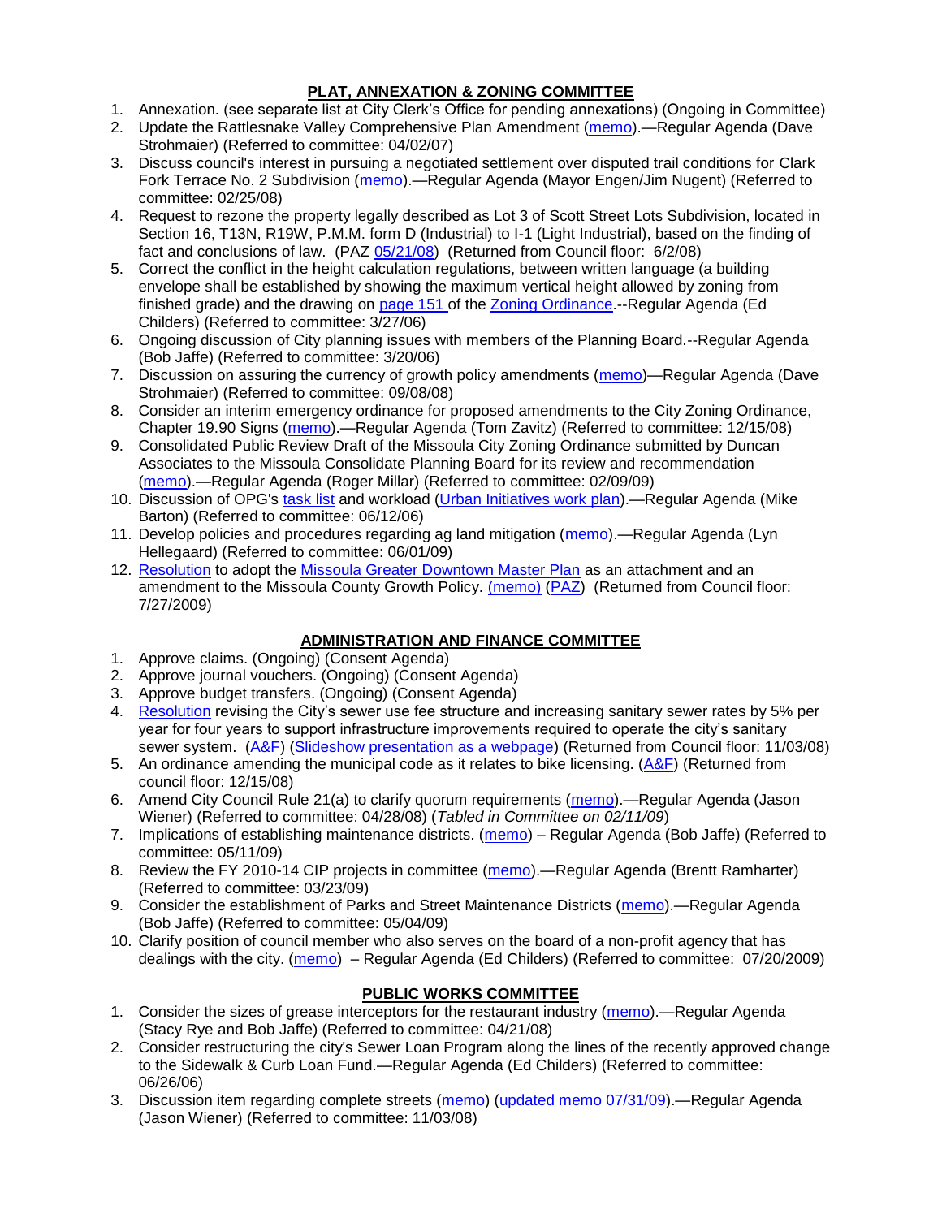## PLAT, ANNEXATION & ZONING COMMITTEE

1. Annexation. (see separate list at City Clerk's Office for pending annexations) (Ongoing in Committee)
2. Update the Rattlesnake Valley Comprehensive Plan Amendment (memo).—Regular Agenda (Dave Strohmaier) (Referred to committee: 04/02/07)
3. Discuss council's interest in pursuing a negotiated settlement over disputed trail conditions for Clark Fork Terrace No. 2 Subdivision (memo).—Regular Agenda (Mayor Engen/Jim Nugent) (Referred to committee: 02/25/08)
4. Request to rezone the property legally described as Lot 3 of Scott Street Lots Subdivision, located in Section 16, T13N, R19W, P.M.M. form D (Industrial) to I-1 (Light Industrial), based on the finding of fact and conclusions of law. (PAZ 05/21/08) (Returned from Council floor: 6/2/08)
5. Correct the conflict in the height calculation regulations, between written language (a building envelope shall be established by showing the maximum vertical height allowed by zoning from finished grade) and the drawing on page 151 of the Zoning Ordinance.--Regular Agenda (Ed Childers) (Referred to committee: 3/27/06)
6. Ongoing discussion of City planning issues with members of the Planning Board.--Regular Agenda (Bob Jaffe) (Referred to committee: 3/20/06)
7. Discussion on assuring the currency of growth policy amendments (memo)—Regular Agenda (Dave Strohmaier) (Referred to committee: 09/08/08)
8. Consider an interim emergency ordinance for proposed amendments to the City Zoning Ordinance, Chapter 19.90 Signs (memo).—Regular Agenda (Tom Zavitz) (Referred to committee: 12/15/08)
9. Consolidated Public Review Draft of the Missoula City Zoning Ordinance submitted by Duncan Associates to the Missoula Consolidate Planning Board for its review and recommendation (memo).—Regular Agenda (Roger Millar) (Referred to committee: 02/09/09)
10. Discussion of OPG's task list and workload (Urban Initiatives work plan).—Regular Agenda (Mike Barton) (Referred to committee: 06/12/06)
11. Develop policies and procedures regarding ag land mitigation (memo).—Regular Agenda (Lyn Hellegaard) (Referred to committee: 06/01/09)
12. Resolution to adopt the Missoula Greater Downtown Master Plan as an attachment and an amendment to the Missoula County Growth Policy. (memo) (PAZ) (Returned from Council floor: 7/27/2009)

## ADMINISTRATION AND FINANCE COMMITTEE

1. Approve claims. (Ongoing) (Consent Agenda)
2. Approve journal vouchers. (Ongoing) (Consent Agenda)
3. Approve budget transfers. (Ongoing) (Consent Agenda)
4. Resolution revising the City's sewer use fee structure and increasing sanitary sewer rates by 5% per year for four years to support infrastructure improvements required to operate the city's sanitary sewer system. (A&F) (Slideshow presentation as a webpage) (Returned from Council floor: 11/03/08)
5. An ordinance amending the municipal code as it relates to bike licensing. (A&F) (Returned from council floor: 12/15/08)
6. Amend City Council Rule 21(a) to clarify quorum requirements (memo).—Regular Agenda (Jason Wiener) (Referred to committee: 04/28/08) (*Tabled in Committee on 02/11/09*)
7. Implications of establishing maintenance districts. (memo) – Regular Agenda (Bob Jaffe) (Referred to committee: 05/11/09)
8. Review the FY 2010-14 CIP projects in committee (memo).—Regular Agenda (Brentt Ramharter) (Referred to committee: 03/23/09)
9. Consider the establishment of Parks and Street Maintenance Districts (memo).—Regular Agenda (Bob Jaffe) (Referred to committee: 05/04/09)
10. Clarify position of council member who also serves on the board of a non-profit agency that has dealings with the city. (memo) – Regular Agenda (Ed Childers) (Referred to committee: 07/20/2009)

## PUBLIC WORKS COMMITTEE

1. Consider the sizes of grease interceptors for the restaurant industry (memo).—Regular Agenda (Stacy Rye and Bob Jaffe) (Referred to committee: 04/21/08)
2. Consider restructuring the city's Sewer Loan Program along the lines of the recently approved change to the Sidewalk & Curb Loan Fund.—Regular Agenda (Ed Childers) (Referred to committee: 06/26/06)
3. Discussion item regarding complete streets (memo) (updated memo 07/31/09).—Regular Agenda (Jason Wiener) (Referred to committee: 11/03/08)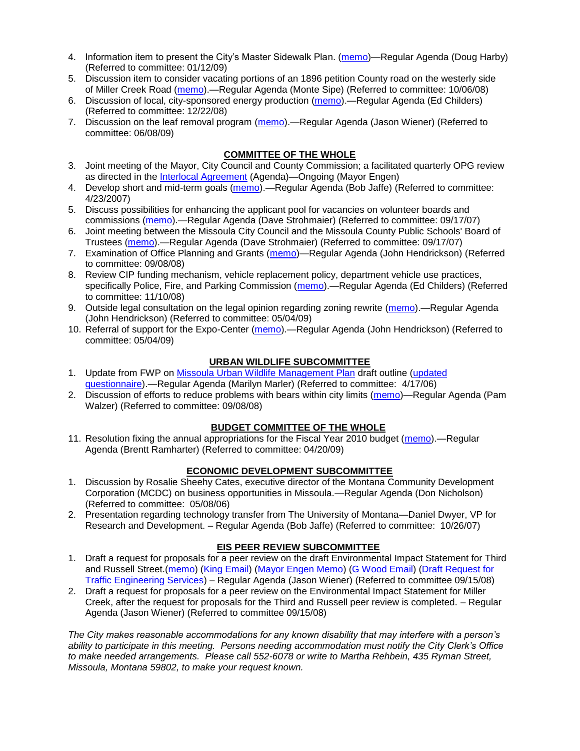4. Information item to present the City's Master Sidewalk Plan. (memo)—Regular Agenda (Doug Harby) (Referred to committee: 01/12/09)
5. Discussion item to consider vacating portions of an 1896 petition County road on the westerly side of Miller Creek Road (memo).—Regular Agenda (Monte Sipe) (Referred to committee: 10/06/08)
6. Discussion of local, city-sponsored energy production (memo).—Regular Agenda (Ed Childers) (Referred to committee: 12/22/08)
7. Discussion on the leaf removal program (memo).—Regular Agenda (Jason Wiener) (Referred to committee: 06/08/09)

## COMMITTEE OF THE WHOLE

3. Joint meeting of the Mayor, City Council and County Commission; a facilitated quarterly OPG review as directed in the Interlocal Agreement (Agenda)—Ongoing (Mayor Engen)
4. Develop short and mid-term goals (memo).—Regular Agenda (Bob Jaffe) (Referred to committee: 4/23/2007)
5. Discuss possibilities for enhancing the applicant pool for vacancies on volunteer boards and commissions (memo).—Regular Agenda (Dave Strohmaier) (Referred to committee: 09/17/07)
6. Joint meeting between the Missoula City Council and the Missoula County Public Schools' Board of Trustees (memo).—Regular Agenda (Dave Strohmaier) (Referred to committee: 09/17/07)
7. Examination of Office Planning and Grants (memo)—Regular Agenda (John Hendrickson) (Referred to committee: 09/08/08)
8. Review CIP funding mechanism, vehicle replacement policy, department vehicle use practices, specifically Police, Fire, and Parking Commission (memo).—Regular Agenda (Ed Childers) (Referred to committee: 11/10/08)
9. Outside legal consultation on the legal opinion regarding zoning rewrite (memo).—Regular Agenda (John Hendrickson) (Referred to committee: 05/04/09)
10. Referral of support for the Expo-Center (memo).—Regular Agenda (John Hendrickson) (Referred to committee: 05/04/09)

## URBAN WILDLIFE SUBCOMMITTEE

1. Update from FWP on Missoula Urban Wildlife Management Plan draft outline (updated questionnaire).—Regular Agenda (Marilyn Marler) (Referred to committee: 4/17/06)
2. Discussion of efforts to reduce problems with bears within city limits (memo)—Regular Agenda (Pam Walzer) (Referred to committee: 09/08/08)

## BUDGET COMMITTEE OF THE WHOLE

11. Resolution fixing the annual appropriations for the Fiscal Year 2010 budget (memo).—Regular Agenda (Brentt Ramharter) (Referred to committee: 04/20/09)

## ECONOMIC DEVELOPMENT SUBCOMMITTEE

1. Discussion by Rosalie Sheehy Cates, executive director of the Montana Community Development Corporation (MCDC) on business opportunities in Missoula.—Regular Agenda (Don Nicholson) (Referred to committee: 05/08/06)
2. Presentation regarding technology transfer from The University of Montana—Daniel Dwyer, VP for Research and Development. – Regular Agenda (Bob Jaffe) (Referred to committee: 10/26/07)

## EIS PEER REVIEW SUBCOMMITTEE

1. Draft a request for proposals for a peer review on the draft Environmental Impact Statement for Third and Russell Street.(memo) (King Email) (Mayor Engen Memo) (G Wood Email) (Draft Request for Traffic Engineering Services) – Regular Agenda (Jason Wiener) (Referred to committee 09/15/08)
2. Draft a request for proposals for a peer review on the Environmental Impact Statement for Miller Creek, after the request for proposals for the Third and Russell peer review is completed. – Regular Agenda (Jason Wiener) (Referred to committee 09/15/08)

*The City makes reasonable accommodations for any known disability that may interfere with a person's ability to participate in this meeting. Persons needing accommodation must notify the City Clerk's Office to make needed arrangements. Please call 552-6078 or write to Martha Rehbein, 435 Ryman Street, Missoula, Montana 59802, to make your request known.*